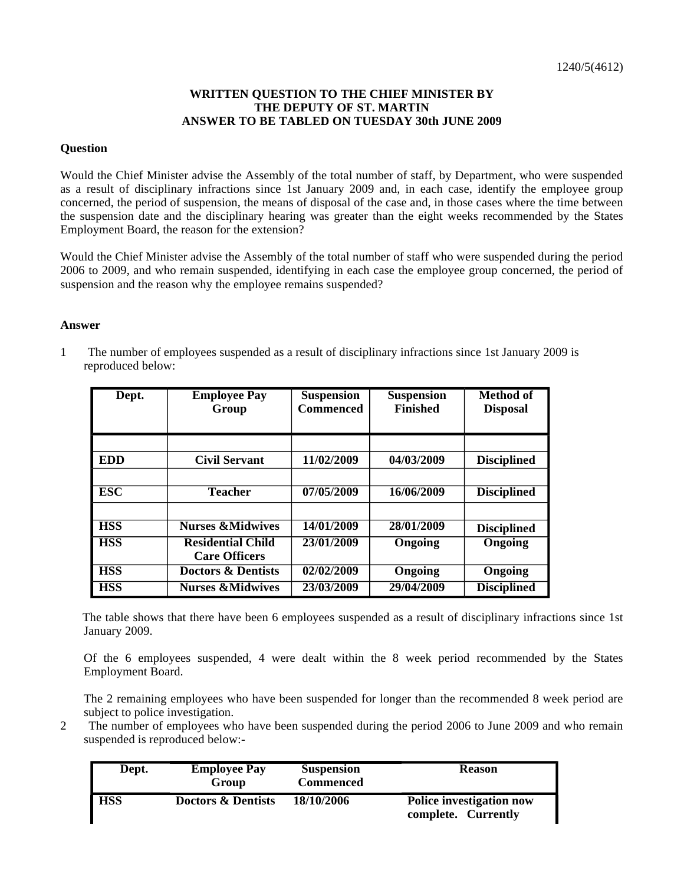1240/5(4612)

**WRITTEN QUESTION TO THE CHIEF MINISTER BY THE DEPUTY OF ST. MARTIN ANSWER TO BE TABLED ON TUESDAY 30th JUNE 2009**

**Question**

Would the Chief Minister advise the Assembly of the total number of staff, by Department, who were suspended as a result of disciplinary infractions since 1st January 2009 and, in each case, identify the employee group concerned, the period of suspension, the means of disposal of the case and, in those cases where the time between the suspension date and the disciplinary hearing was greater than the eight weeks recommended by the States Employment Board, the reason for the extension?

Would the Chief Minister advise the Assembly of the total number of staff who were suspended during the period 2006 to 2009, and who remain suspended, identifying in each case the employee group concerned, the period of suspension and the reason why the employee remains suspended?

**Answer**

1. The number of employees suspended as a result of disciplinary infractions since 1st January 2009 is reproduced below:

| Dept. | Employee Pay Group | Suspension Commenced | Suspension Finished | Method of Disposal |
|---|---|---|---|---|
| | | | | |
| EDD | Civil Servant | 11/02/2009 | 04/03/2009 | Disciplined |
| | | | | |
| ESC | Teacher | 07/05/2009 | 16/06/2009 | Disciplined |
| | | | | |
| HSS | Nurses &Midwives | 14/01/2009 | 28/01/2009 | Disciplined |
| HSS | Residential Child Care Officers | 23/01/2009 | Ongoing | Ongoing |
| HSS | Doctors & Dentists | 02/02/2009 | Ongoing | Ongoing |
| HSS | Nurses &Midwives | 23/03/2009 | 29/04/2009 | Disciplined |

The table shows that there have been 6 employees suspended as a result of disciplinary infractions since 1st January 2009.

Of the 6 employees suspended, 4 were dealt within the 8 week period recommended by the States Employment Board.

The 2 remaining employees who have been suspended for longer than the recommended 8 week period are subject to police investigation.

2. The number of employees who have been suspended during the period 2006 to June 2009 and who remain suspended is reproduced below:-

| Dept. | Employee Pay Group | Suspension Commenced | Reason |
|---|---|---|---|
| HSS | Doctors & Dentists | 18/10/2006 | Police investigation now complete. Currently |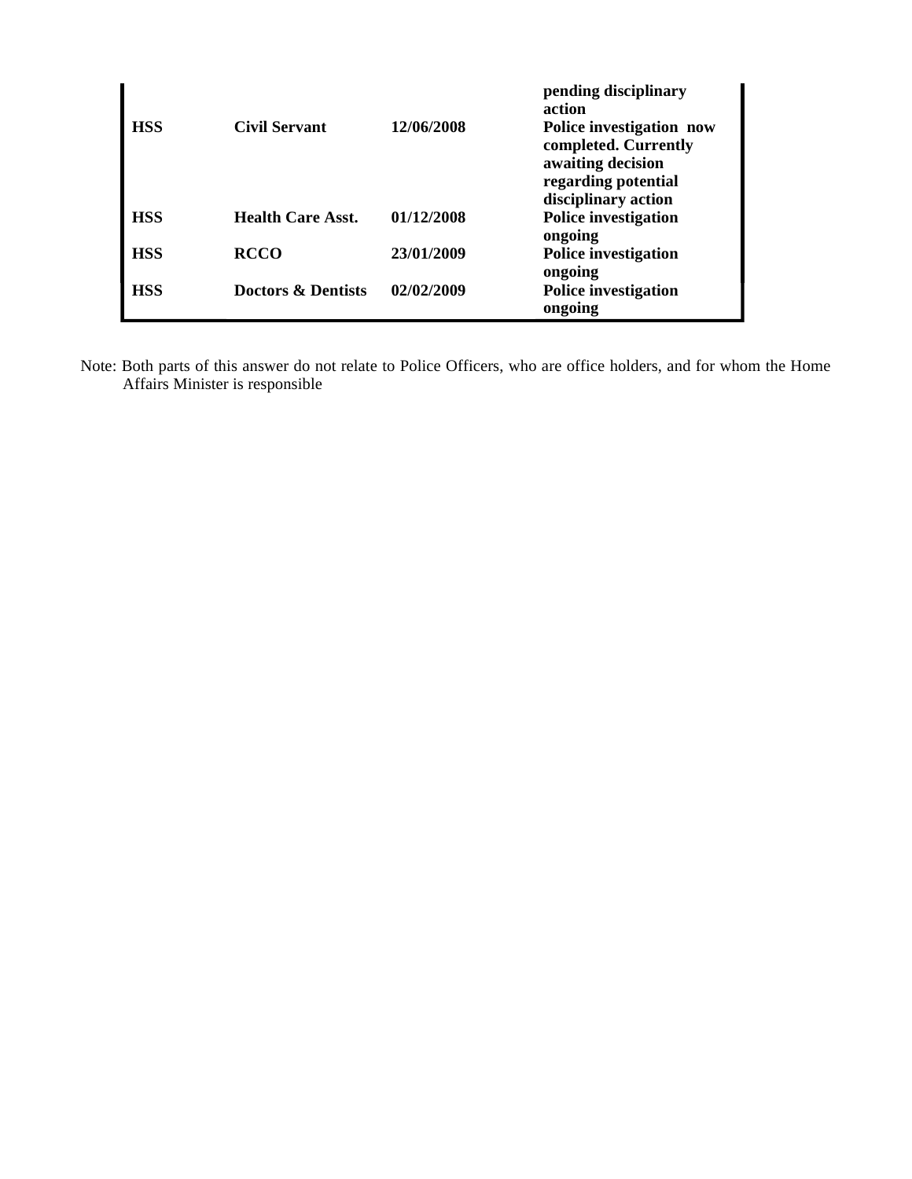| | | | |
|---|---|---|---|
| | | | **pending disciplinary action** |
| **HSS** | **Civil Servant** | **12/06/2008** | **Police investigation now completed. Currently awaiting decision regarding potential disciplinary action** |
| **HSS** | **Health Care Asst.** | **01/12/2008** | **Police investigation ongoing** |
| **HSS** | **RCCO** | **23/01/2009** | **Police investigation ongoing** |
| **HSS** | **Doctors & Dentists** | **02/02/2009** | **Police investigation ongoing** |

Note: Both parts of this answer do not relate to Police Officers, who are office holders, and for whom the Home Affairs Minister is responsible